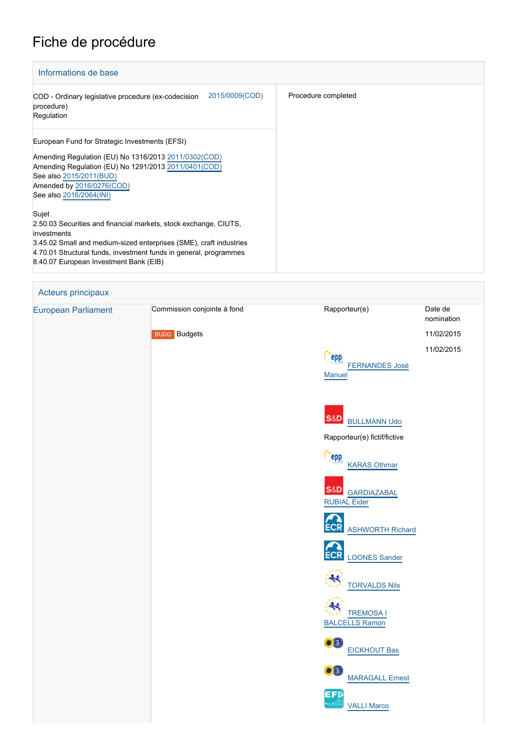# Fiche de procédure

## Informations de base

| | |
|---|---|
| COD - Ordinary legislative procedure (ex-codecision procedure) Regulation 2015/0009(COD) | Procedure completed |
| European Fund for Strategic Investments (EFSI)<br><br>Amending Regulation (EU) No 1316/2013 2011/0302(COD)<br>Amending Regulation (EU) No 1291/2013 2011/0401(COD)<br>See also 2015/2011(BUD)<br>Amended by 2016/0276(COD)<br>See also 2016/2064(INI)<br><br>Sujet<br>2.50.03 Securities and financial markets, stock exchange, CIUTS, investments<br>3.45.02 Small and medium-sized enterprises (SME), craft industries<br>4.70.01 Structural funds, investment funds in general, programmes<br>8.40.07 European Investment Bank (EIB) | |

## Acteurs principaux

| European Parliament | Commission conjointe à fond | Rapporteur(e) | Date de nomination |
|---|---|---|---|
| | BUDG Budgets | | 11/02/2015 |
| | | FERNANDES José Manuel (EPP) | 11/02/2015 |
| | | BULLMANN Udo (S&D) | |
| | | Rapporteur(e) fictif/fictive | |
| | | KARAS Othmar (EPP) | |
| | | GARDIAZABAL RUBIAL Eider (S&D) | |
| | | ASHWORTH Richard (ECR) | |
| | | LOONES Sander (ECR) | |
| | | TORVALDS Nils (ALDE) | |
| | | TREMOSA I BALCELLS Ramon (ALDE) | |
| | | EICKHOUT Bas (Verts/ALE) | |
| | | MARAGALL Ernest (Verts/ALE) | |
| | | VALLI Marco (EFD) | |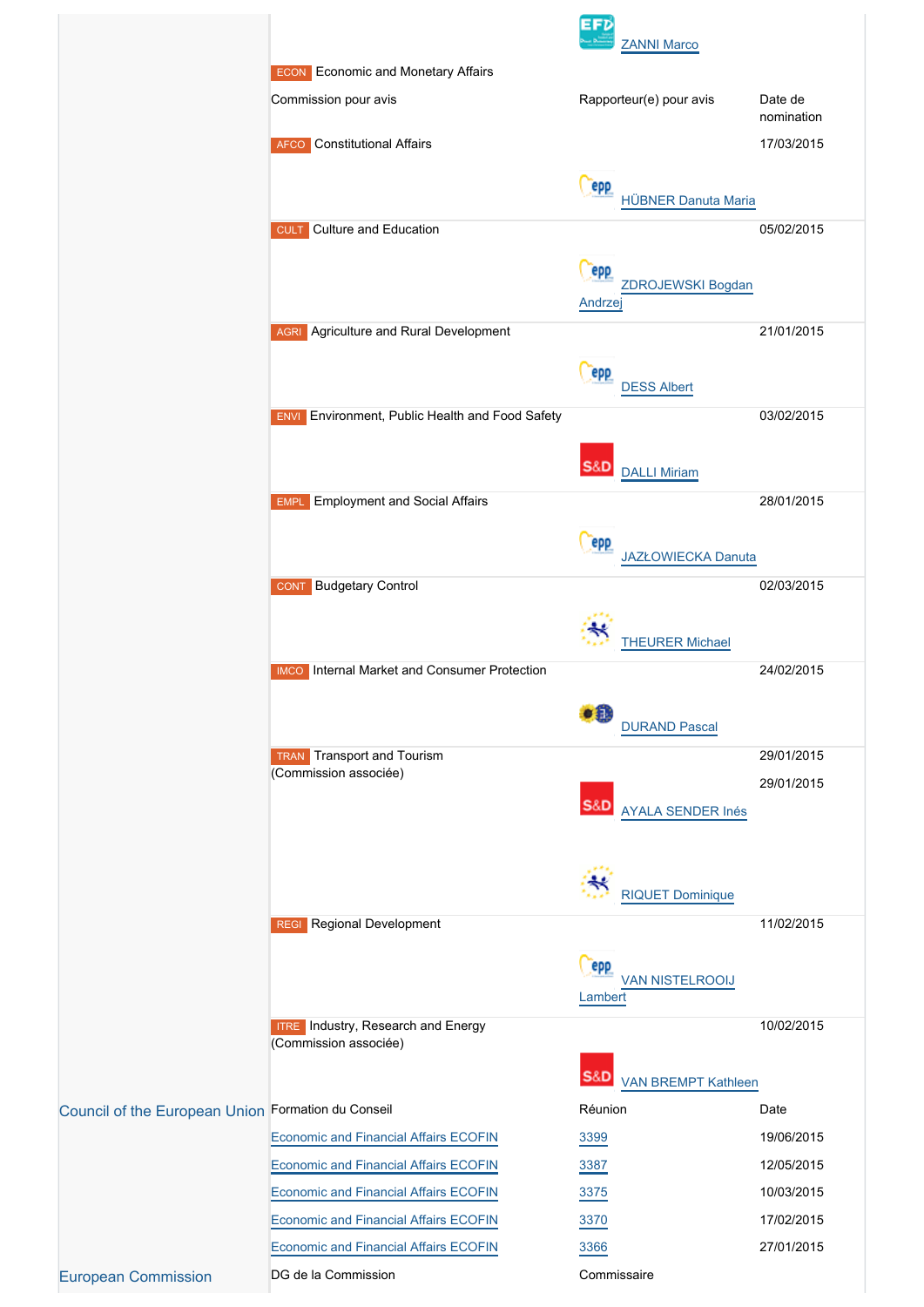| | | | |
|---|---|---|---|
| | | ZANNI Marco | |
| | ECON Economic and Monetary Affairs | | |
| | Commission pour avis | Rapporteur(e) pour avis | Date de nomination |
| | AFCO Constitutional Affairs | | 17/03/2015 |
| | | HÜBNER Danuta Maria | |
| | CULT Culture and Education | | 05/02/2015 |
| | | ZDROJEWSKI Bogdan Andrzej | |
| | AGRI Agriculture and Rural Development | | 21/01/2015 |
| | | DESS Albert | |
| | ENVI Environment, Public Health and Food Safety | | 03/02/2015 |
| | | DALLI Miriam | |
| | EMPL Employment and Social Affairs | | 28/01/2015 |
| | | JAZŁOWIECKA Danuta | |
| | CONT Budgetary Control | | 02/03/2015 |
| | | THEURER Michael | |
| | IMCO Internal Market and Consumer Protection | | 24/02/2015 |
| | | DURAND Pascal | |
| | TRAN Transport and Tourism (Commission associée) | | 29/01/2015 |
| | | AYALA SENDER Inés | 29/01/2015 |
| | | RIQUET Dominique | |
| | REGI Regional Development | | 11/02/2015 |
| | | VAN NISTELROOIJ Lambert | |
| | ITRE Industry, Research and Energy (Commission associée) | | 10/02/2015 |
| | | VAN BREMPT Kathleen | |
| Council of the European Union | Formation du Conseil | Réunion | Date |
| | Economic and Financial Affairs ECOFIN | 3399 | 19/06/2015 |
| | Economic and Financial Affairs ECOFIN | 3387 | 12/05/2015 |
| | Economic and Financial Affairs ECOFIN | 3375 | 10/03/2015 |
| | Economic and Financial Affairs ECOFIN | 3370 | 17/02/2015 |
| | Economic and Financial Affairs ECOFIN | 3366 | 27/01/2015 |
| European Commission | DG de la Commission | Commissaire | |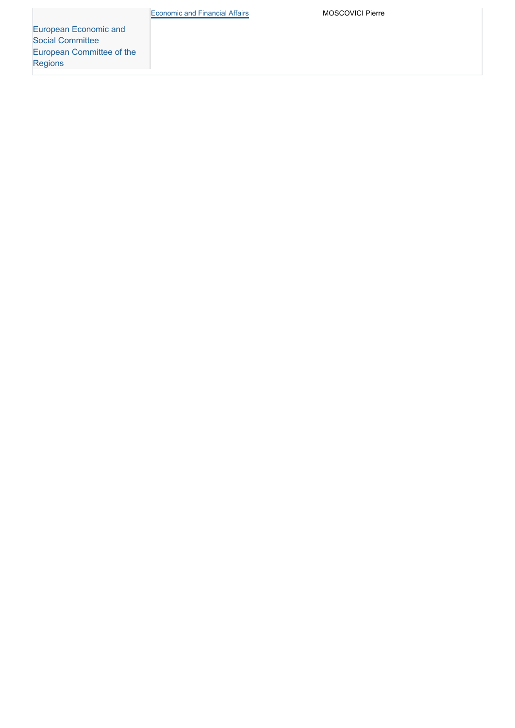| | | |
|---|---|---|
| European Economic and Social Committee<br>European Committee of the Regions | Economic and Financial Affairs | MOSCOVICI Pierre |